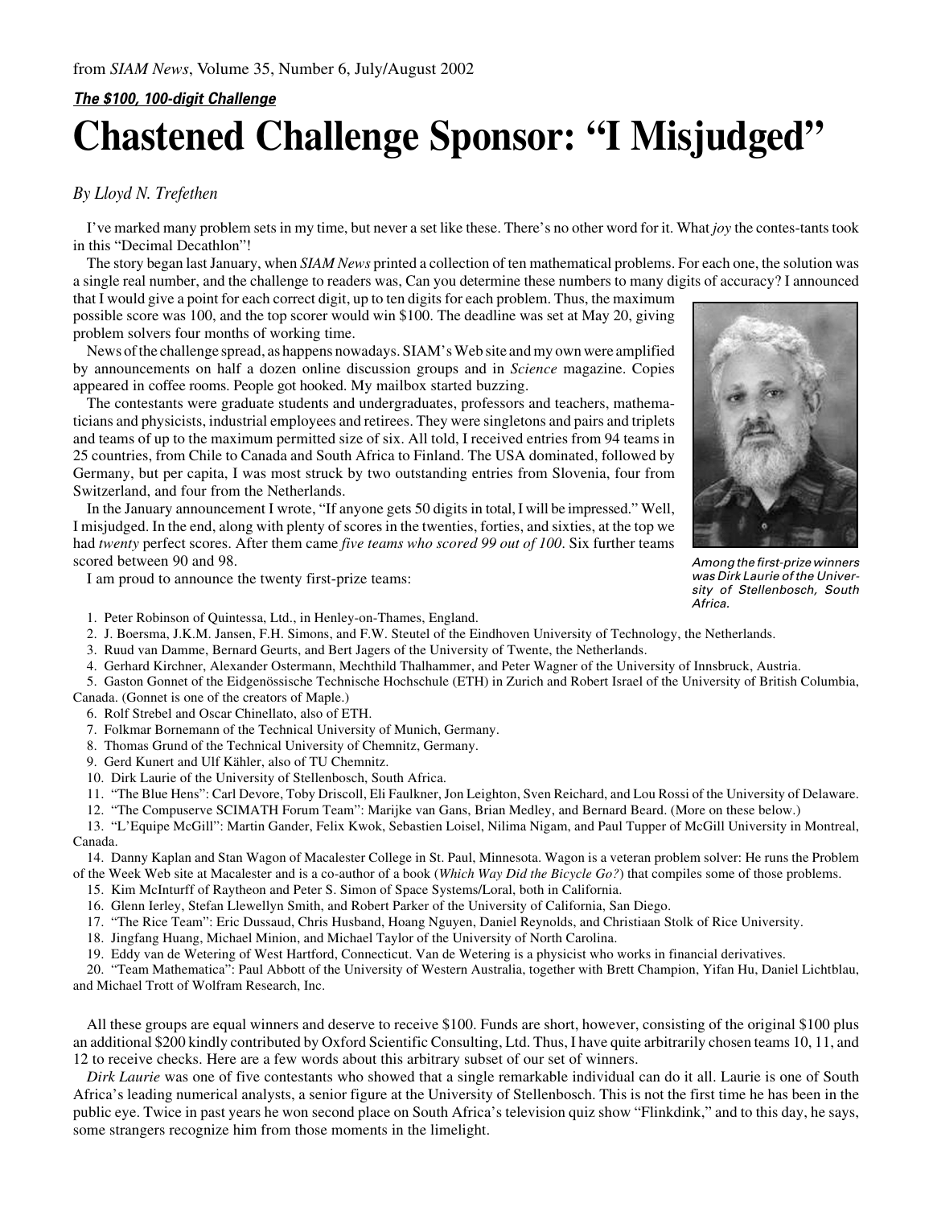from *SIAM News*, Volume 35, Number 6, July/August 2002

***The $100, 100-digit Challenge***

# Chastened Challenge Sponsor: "I Misjudged"

*By Lloyd N. Trefethen*

I've marked many problem sets in my time, but never a set like these. There's no other word for it. What *joy* the contes-tants took in this "Decimal Decathlon"!

The story began last January, when *SIAM News* printed a collection of ten mathematical problems. For each one, the solution was a single real number, and the challenge to readers was, Can you determine these numbers to many digits of accuracy? I announced that I would give a point for each correct digit, up to ten digits for each problem. Thus, the maximum possible score was 100, and the top scorer would win $100. The deadline was set at May 20, giving problem solvers four months of working time.

News of the challenge spread, as happens nowadays. SIAM's Web site and my own were amplified by announcements on half a dozen online discussion groups and in *Science* magazine. Copies appeared in coffee rooms. People got hooked. My mailbox started buzzing.

The contestants were graduate students and undergraduates, professors and teachers, mathematicians and physicists, industrial employees and retirees. They were singletons and pairs and triplets and teams of up to the maximum permitted size of six. All told, I received entries from 94 teams in 25 countries, from Chile to Canada and South Africa to Finland. The USA dominated, followed by Germany, but per capita, I was most struck by two outstanding entries from Slovenia, four from Switzerland, and four from the Netherlands.

In the January announcement I wrote, "If anyone gets 50 digits in total, I will be impressed." Well, I misjudged. In the end, along with plenty of scores in the twenties, forties, and sixties, at the top we had *twenty* perfect scores. After them came *five teams who scored 99 out of 100*. Six further teams scored between 90 and 98.

*Among the first-prize winners was Dirk Laurie of the University of Stellenbosch, South Africa.*

I am proud to announce the twenty first-prize teams:

1. Peter Robinson of Quintessa, Ltd., in Henley-on-Thames, England.
2. J. Boersma, J.K.M. Jansen, F.H. Simons, and F.W. Steutel of the Eindhoven University of Technology, the Netherlands.
3. Ruud van Damme, Bernard Geurts, and Bert Jagers of the University of Twente, the Netherlands.
4. Gerhard Kirchner, Alexander Ostermann, Mechthild Thalhammer, and Peter Wagner of the University of Innsbruck, Austria.
5. Gaston Gonnet of the Eidgenössische Technische Hochschule (ETH) in Zurich and Robert Israel of the University of British Columbia, Canada. (Gonnet is one of the creators of Maple.)
6. Rolf Strebel and Oscar Chinellato, also of ETH.
7. Folkmar Bornemann of the Technical University of Munich, Germany.
8. Thomas Grund of the Technical University of Chemnitz, Germany.
9. Gerd Kunert and Ulf Kähler, also of TU Chemnitz.
10. Dirk Laurie of the University of Stellenbosch, South Africa.
11. "The Blue Hens": Carl Devore, Toby Driscoll, Eli Faulkner, Jon Leighton, Sven Reichard, and Lou Rossi of the University of Delaware.
12. "The Compuserve SCIMATH Forum Team": Marijke van Gans, Brian Medley, and Bernard Beard. (More on these below.)
13. "L'Equipe McGill": Martin Gander, Felix Kwok, Sebastien Loisel, Nilima Nigam, and Paul Tupper of McGill University in Montreal, Canada.
14. Danny Kaplan and Stan Wagon of Macalester College in St. Paul, Minnesota. Wagon is a veteran problem solver: He runs the Problem of the Week Web site at Macalester and is a co-author of a book (*Which Way Did the Bicycle Go?*) that compiles some of those problems.
15. Kim McInturff of Raytheon and Peter S. Simon of Space Systems/Loral, both in California.
16. Glenn Ierley, Stefan Llewellyn Smith, and Robert Parker of the University of California, San Diego.
17. "The Rice Team": Eric Dussaud, Chris Husband, Hoang Nguyen, Daniel Reynolds, and Christiaan Stolk of Rice University.
18. Jingfang Huang, Michael Minion, and Michael Taylor of the University of North Carolina.
19. Eddy van de Wetering of West Hartford, Connecticut. Van de Wetering is a physicist who works in financial derivatives.
20. "Team Mathematica": Paul Abbott of the University of Western Australia, together with Brett Champion, Yifan Hu, Daniel Lichtblau, and Michael Trott of Wolfram Research, Inc.

All these groups are equal winners and deserve to receive $100. Funds are short, however, consisting of the original $100 plus an additional $200 kindly contributed by Oxford Scientific Consulting, Ltd. Thus, I have quite arbitrarily chosen teams 10, 11, and 12 to receive checks. Here are a few words about this arbitrary subset of our set of winners.

*Dirk Laurie* was one of five contestants who showed that a single remarkable individual can do it all. Laurie is one of South Africa's leading numerical analysts, a senior figure at the University of Stellenbosch. This is not the first time he has been in the public eye. Twice in past years he won second place on South Africa's television quiz show "Flinkdink," and to this day, he says, some strangers recognize him from those moments in the limelight.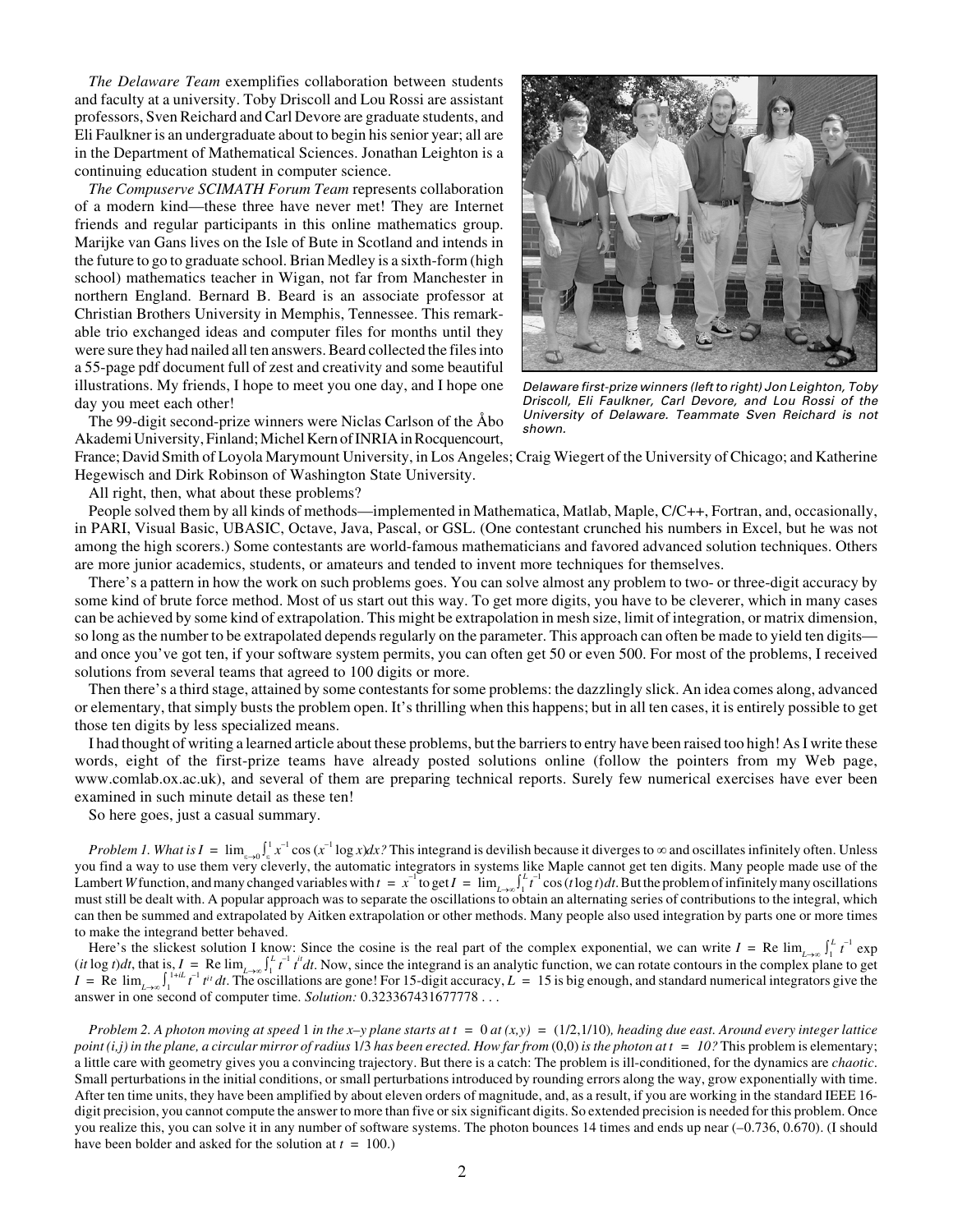*The Delaware Team* exemplifies collaboration between students and faculty at a university. Toby Driscoll and Lou Rossi are assistant professors, Sven Reichard and Carl Devore are graduate students, and Eli Faulkner is an undergraduate about to begin his senior year; all are in the Department of Mathematical Sciences. Jonathan Leighton is a continuing education student in computer science.

*The Compuserve SCIMATH Forum Team* represents collaboration of a modern kind—these three have never met! They are Internet friends and regular participants in this online mathematics group. Marijke van Gans lives on the Isle of Bute in Scotland and intends in the future to go to graduate school. Brian Medley is a sixth-form (high school) mathematics teacher in Wigan, not far from Manchester in northern England. Bernard B. Beard is an associate professor at Christian Brothers University in Memphis, Tennessee. This remarkable trio exchanged ideas and computer files for months until they were sure they had nailed all ten answers. Beard collected the files into a 55-page pdf document full of zest and creativity and some beautiful illustrations. My friends, I hope to meet you one day, and I hope one day you meet each other!

*Delaware first-prize winners (left to right) Jon Leighton, Toby Driscoll, Eli Faulkner, Carl Devore, and Lou Rossi of the University of Delaware. Teammate Sven Reichard is not shown.*

The 99-digit second-prize winners were Niclas Carlson of the Åbo Akademi University, Finland; Michel Kern of INRIA in Rocquencourt, France; David Smith of Loyola Marymount University, in Los Angeles; Craig Wiegert of the University of Chicago; and Katherine Hegewisch and Dirk Robinson of Washington State University.

All right, then, what about these problems?

People solved them by all kinds of methods—implemented in Mathematica, Matlab, Maple, C/C++, Fortran, and, occasionally, in PARI, Visual Basic, UBASIC, Octave, Java, Pascal, or GSL. (One contestant crunched his numbers in Excel, but he was not among the high scorers.) Some contestants are world-famous mathematicians and favored advanced solution techniques. Others are more junior academics, students, or amateurs and tended to invent more techniques for themselves.

There's a pattern in how the work on such problems goes. You can solve almost any problem to two- or three-digit accuracy by some kind of brute force method. Most of us start out this way. To get more digits, you have to be cleverer, which in many cases can be achieved by some kind of extrapolation. This might be extrapolation in mesh size, limit of integration, or matrix dimension, so long as the number to be extrapolated depends regularly on the parameter. This approach can often be made to yield ten digits—and once you've got ten, if your software system permits, you can often get 50 or even 500. For most of the problems, I received solutions from several teams that agreed to 100 digits or more.

Then there's a third stage, attained by some contestants for some problems: the dazzlingly slick. An idea comes along, advanced or elementary, that simply busts the problem open. It's thrilling when this happens; but in all ten cases, it is entirely possible to get those ten digits by less specialized means.

I had thought of writing a learned article about these problems, but the barriers to entry have been raised too high! As I write these words, eight of the first-prize teams have already posted solutions online (follow the pointers from my Web page, www.comlab.ox.ac.uk), and several of them are preparing technical reports. Surely few numerical exercises have ever been examined in such minute detail as these ten!

So here goes, just a casual summary.

*Problem 1. What is* $I = \lim_{\varepsilon\to 0}\int_\varepsilon^1 x^{-1}\cos(x^{-1}\log x)dx$*?* This integrand is devilish because it diverges to $\infty$ and oscillates infinitely often. Unless you find a way to use them very cleverly, the automatic integrators in systems like Maple cannot get ten digits. Many people made use of the Lambert *W* function, and many changed variables with $t = x^{-1}$ to get $I = \lim_{L\to\infty}\int_1^L t^{-1}\cos(t\log t)dt$. But the problem of infinitely many oscillations must still be dealt with. A popular approach was to separate the oscillations to obtain an alternating series of contributions to the integral, which can then be summed and extrapolated by Aitken extrapolation or other methods. Many people also used integration by parts one or more times to make the integrand better behaved.

Here's the slickest solution I know: Since the cosine is the real part of the complex exponential, we can write $I = \mathrm{Re}\lim_{L\to\infty}\int_1^L t^{-1}\exp(it\log t)dt$, that is, $I = \mathrm{Re}\lim_{L\to\infty}\int_1^L t^{-1}t^{it}dt$. Now, since the integrand is an analytic function, we can rotate contours in the complex plane to get $I = \mathrm{Re}\lim_{L\to\infty}\int_1^{1+iL} t^{-1}t^{it}dt$. The oscillations are gone! For 15-digit accuracy, $L = 15$ is big enough, and standard numerical integrators give the answer in one second of computer time. *Solution:* 0.323367431677778 . . .

*Problem 2. A photon moving at speed* 1 *in the x–y plane starts at* $t = 0$ *at* $(x,y) = (1/2, 1/10)$*, heading due east. Around every integer lattice point (i,j) in the plane, a circular mirror of radius* 1/3 *has been erected. How far from* (0,0) *is the photon at* $t = 10$*?* This problem is elementary; a little care with geometry gives you a convincing trajectory. But there is a catch: The problem is ill-conditioned, for the dynamics are *chaotic*. Small perturbations in the initial conditions, or small perturbations introduced by rounding errors along the way, grow exponentially with time. After ten time units, they have been amplified by about eleven orders of magnitude, and, as a result, if you are working in the standard IEEE 16-digit precision, you cannot compute the answer to more than five or six significant digits. So extended precision is needed for this problem. Once you realize this, you can solve it in any number of software systems. The photon bounces 14 times and ends up near (–0.736, 0.670). (I should have been bolder and asked for the solution at $t = 100$.)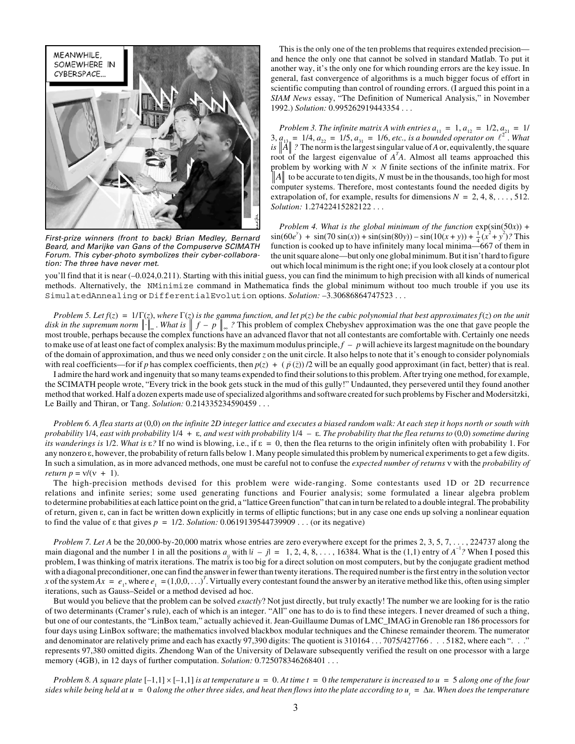First-prize winners (front to back) Brian Medley, Bernard Beard, and Marijke van Gans of the Compuserve SCIMATH Forum. This cyber-photo symbolizes their cyber-collaboration: The three have never met.

This is the only one of the ten problems that requires extended precision—and hence the only one that cannot be solved in standard Matlab. To put it another way, it's the only one for which rounding errors are the key issue. In general, fast convergence of algorithms is a much bigger focus of effort in scientific computing than control of rounding errors. (I argued this point in a *SIAM News* essay, "The Definition of Numerical Analysis," in November 1992.) *Solution:* 0.995262919443354 . . .

*Problem 3. The infinite matrix A with entries* $a_{11} = 1, a_{12} = 1/2, a_{21} = 1/3, a_{13} = 1/4, a_{22} = 1/5, a_{31} = 1/6$, *etc., is a bounded operator on* $\ell^2$. *What is* $\|A\|$*?* The norm is the largest singular value of $A$ or, equivalently, the square root of the largest eigenvalue of $A^TA$. Almost all teams approached this problem by working with $N \times N$ finite sections of the infinite matrix. For $\|A\|$ to be accurate to ten digits, $N$ must be in the thousands, too high for most computer systems. Therefore, most contestants found the needed digits by extrapolation of, for example, results for dimensions $N = 2, 4, 8, \ldots, 512$. *Solution:* 1.27422415282122 . . .

*Problem 4. What is the global minimum of the function* $\exp(\sin(50x)) + \sin(60e^y) + \sin(70\sin(x)) + \sin(\sin(80y)) - \sin(10(x+y)) + \frac{1}{4}(x^2+y^2)$*?* This function is cooked up to have infinitely many local minima—667 of them in the unit square alone—but only one global minimum. But it isn't hard to figure out which local minimum is the right one; if you look closely at a contour plot you'll find that it is near (–0.024,0.211). Starting with this initial guess, you can find the minimum to high precision with all kinds of numerical methods. Alternatively, the `NMinimize` command in Mathematica finds the global minimum without too much trouble if you use its `SimulatedAnnealing` or `DifferentialEvolution` options. *Solution:* –3.30686864747523 . . .

*Problem 5. Let* $f(z) = 1/\Gamma(z)$, *where* $\Gamma(z)$ *is the gamma function, and let* $p(z)$ *be the cubic polynomial that best approximates* $f(z)$ *on the unit disk in the supremum norm* $\|\cdot\|_\infty$. *What is* $\|f - p\|_\infty$*?* This problem of complex Chebyshev approximation was the one that gave people the most trouble, perhaps because the complex functions have an advanced flavor that not all contestants are comfortable with. Certainly one needs to make use of at least one fact of complex analysis: By the maximum modulus principle, $f - p$ will achieve its largest magnitude on the boundary of the domain of approximation, and thus we need only consider $z$ on the unit circle. It also helps to note that it's enough to consider polynomials with real coefficients—for if $p$ has complex coefficients, then $p(z) + (\bar{p}(\bar{z}))/2$ will be an equally good approximant (in fact, better) that is real.

I admire the hard work and ingenuity that so many teams expended to find their solutions to this problem. After trying one method, for example, the SCIMATH people wrote, "Every trick in the book gets stuck in the mud of this gully!" Undaunted, they persevered until they found another method that worked. Half a dozen experts made use of specialized algorithms and software created for such problems by Fischer and Modersitzki, Le Bailly and Thiran, or Tang. *Solution:* 0.214335234590459 . . .

*Problem 6. A flea starts at* (0,0) *on the infinite 2D integer lattice and executes a biased random walk: At each step it hops north or south with probability* 1/4, *east with probability* $1/4 + \varepsilon$, *and west with probability* $1/4 - \varepsilon$. *The probability that the flea returns to* (0,0) *sometime during its wanderings is* 1/2. *What is* $\varepsilon$*?* If no wind is blowing, i.e., if $\varepsilon = 0$, then the flea returns to the origin infinitely often with probability 1. For any nonzero $\varepsilon$, however, the probability of return falls below 1. Many people simulated this problem by numerical experiments to get a few digits. In such a simulation, as in more advanced methods, one must be careful not to confuse the *expected number of returns* $\nu$ with the *probability of return* $p = \nu/(\nu + 1)$.

The high-precision methods devised for this problem were wide-ranging. Some contestants used 1D or 2D recurrence relations and infinite series; some used generating functions and Fourier analysis; some formulated a linear algebra problem to determine probabilities at each lattice point on the grid, a "lattice Green function" that can in turn be related to a double integral. The probability of return, given $\varepsilon$, can in fact be written down explicitly in terms of elliptic functions; but in any case one ends up solving a nonlinear equation to find the value of $\varepsilon$ that gives $p = 1/2$. *Solution:* 0.0619139544739909 . . . (or its negative)

*Problem 7. Let A* be the 20,000-by-20,000 matrix whose entries are zero everywhere except for the primes 2, 3, 5, 7, . . . , 224737 along the main diagonal and the number 1 in all the positions $a_{ij}$ with $|i - j| = 1, 2, 4, 8, \ldots, 16384$. What is the (1,1) entry of $A^{-1}$*?* When I posed this problem, I was thinking of matrix iterations. The matrix is too big for a direct solution on most computers, but by the conjugate gradient method with a diagonal preconditioner, one can find the answer in fewer than twenty iterations. The required number is the first entry in the solution vector $x$ of the system $Ax = e_1$, where $e_1 = (1,0,0,\ldots)^T$. Virtually every contestant found the answer by an iterative method like this, often using simpler iterations, such as Gauss–Seidel or a method devised ad hoc.

But would you believe that the problem can be solved *exactly*? Not just directly, but truly exactly! The number we are looking for is the ratio of two determinants (Cramer's rule), each of which is an integer. "All" one has to do is to find these integers. I never dreamed of such a thing, but one of our contestants, the "LinBox team," actually achieved it. Jean-Guillaume Dumas of LMC_IMAG in Grenoble ran 186 processors for four days using LinBox software; the mathematics involved blackbox modular techniques and the Chinese remainder theorem. The numerator and denominator are relatively prime and each has exactly 97,390 digits: The quotient is 310164 . . . 7075/427766 . . . 5182, where each ". . ." represents 97,380 omitted digits. Zhendong Wan of the University of Delaware subsequently verified the result on one processor with a large memory (4GB), in 12 days of further computation. *Solution:* 0.725078346268401 . . .

*Problem 8. A square plate* $[-1,1] \times [-1,1]$ *is at temperature* $u = 0$. *At time* $t = 0$ *the temperature is increased to* $u = 5$ *along one of the four sides while being held at* $u = 0$ *along the other three sides, and heat then flows into the plate according to* $u_t = \Delta u$. *When does the temperature*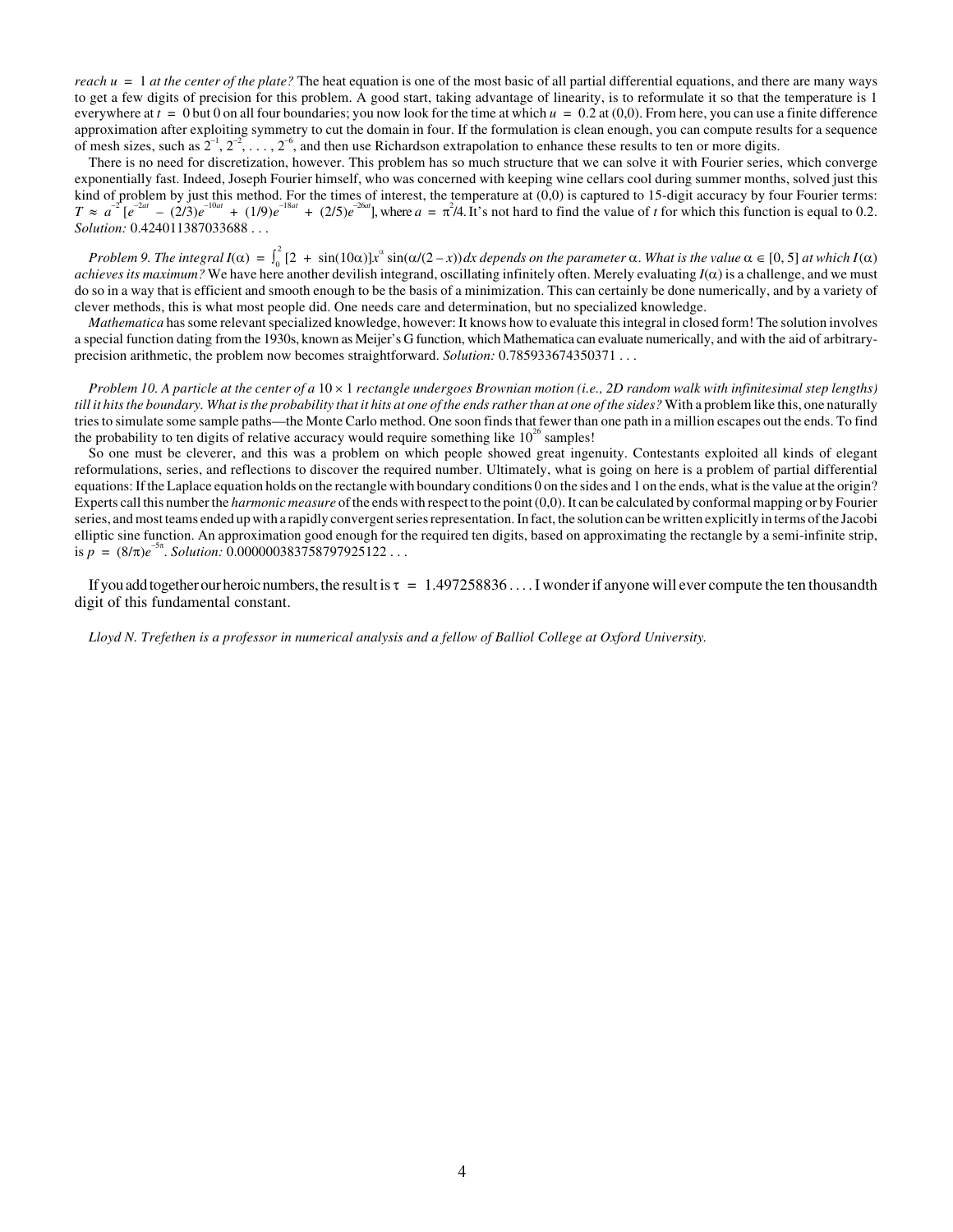*reach $u = 1$ at the center of the plate?* The heat equation is one of the most basic of all partial differential equations, and there are many ways to get a few digits of precision for this problem. A good start, taking advantage of linearity, is to reformulate it so that the temperature is 1 everywhere at $t = 0$ but 0 on all four boundaries; you now look for the time at which $u = 0.2$ at (0,0). From here, you can use a finite difference approximation after exploiting symmetry to cut the domain in four. If the formulation is clean enough, you can compute results for a sequence of mesh sizes, such as $2^{-1}, 2^{-2}, \ldots, 2^{-6}$, and then use Richardson extrapolation to enhance these results to ten or more digits.

There is no need for discretization, however. This problem has so much structure that we can solve it with Fourier series, which converge exponentially fast. Indeed, Joseph Fourier himself, who was concerned with keeping wine cellars cool during summer months, solved just this kind of problem by just this method. For the times of interest, the temperature at (0,0) is captured to 15-digit accuracy by four Fourier terms: $T \approx a^{-2}[e^{-2at} - (2/3)e^{-10at} + (1/9)e^{-18at} + (2/5)e^{-26at}]$, where $a = \pi^2/4$. It's not hard to find the value of $t$ for which this function is equal to 0.2. *Solution:* 0.424011387033688 . . .

*Problem 9. The integral $I(\alpha) = \int_0^2 [2 + \sin(10\alpha)]x^\alpha \sin(\alpha/(2-x))\,dx$ depends on the parameter $\alpha$. What is the value $\alpha \in [0, 5]$ at which $I(\alpha)$ achieves its maximum?* We have here another devilish integrand, oscillating infinitely often. Merely evaluating $I(\alpha)$ is a challenge, and we must do so in a way that is efficient and smooth enough to be the basis of a minimization. This can certainly be done numerically, and by a variety of clever methods, this is what most people did. One needs care and determination, but no specialized knowledge.

*Mathematica* has some relevant specialized knowledge, however: It knows how to evaluate this integral in closed form! The solution involves a special function dating from the 1930s, known as Meijer's G function, which Mathematica can evaluate numerically, and with the aid of arbitrary-precision arithmetic, the problem now becomes straightforward. *Solution:* 0.785933674350371 . . .

*Problem 10. A particle at the center of a $10 \times 1$ rectangle undergoes Brownian motion (i.e., 2D random walk with infinitesimal step lengths) till it hits the boundary. What is the probability that it hits at one of the ends rather than at one of the sides?* With a problem like this, one naturally tries to simulate some sample paths—the Monte Carlo method. One soon finds that fewer than one path in a million escapes out the ends. To find the probability to ten digits of relative accuracy would require something like $10^{26}$ samples!

So one must be cleverer, and this was a problem on which people showed great ingenuity. Contestants exploited all kinds of elegant reformulations, series, and reflections to discover the required number. Ultimately, what is going on here is a problem of partial differential equations: If the Laplace equation holds on the rectangle with boundary conditions 0 on the sides and 1 on the ends, what is the value at the origin? Experts call this number the *harmonic measure* of the ends with respect to the point (0,0). It can be calculated by conformal mapping or by Fourier series, and most teams ended up with a rapidly convergent series representation. In fact, the solution can be written explicitly in terms of the Jacobi elliptic sine function. An approximation good enough for the required ten digits, based on approximating the rectangle by a semi-infinite strip, is $p = (8/\pi)e^{-5\pi}$. *Solution:* 0.000000383758797925122 . . .

If you add together our heroic numbers, the result is $\tau = 1.497258836\ldots$. I wonder if anyone will ever compute the ten thousandth digit of this fundamental constant.

*Lloyd N. Trefethen is a professor in numerical analysis and a fellow of Balliol College at Oxford University.*